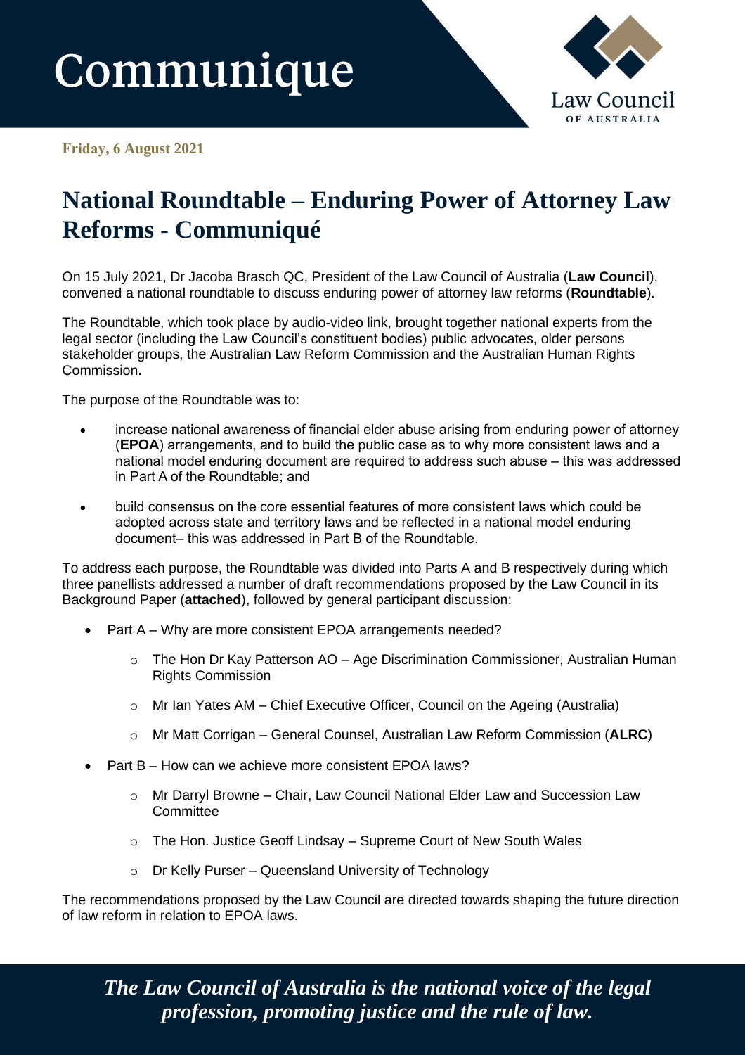# Communique

Law Council OF AUSTRALIA

**Friday, 6 August 2021**

## National Roundtable – Enduring Power of Attorney Law Reforms - Communiqué

On 15 July 2021, Dr Jacoba Brasch QC, President of the Law Council of Australia (**Law Council**), convened a national roundtable to discuss enduring power of attorney law reforms (**Roundtable**).

The Roundtable, which took place by audio-video link, brought together national experts from the legal sector (including the Law Council's constituent bodies) public advocates, older persons stakeholder groups, the Australian Law Reform Commission and the Australian Human Rights Commission.

The purpose of the Roundtable was to:

- increase national awareness of financial elder abuse arising from enduring power of attorney (**EPOA**) arrangements, and to build the public case as to why more consistent laws and a national model enduring document are required to address such abuse – this was addressed in Part A of the Roundtable; and
- build consensus on the core essential features of more consistent laws which could be adopted across state and territory laws and be reflected in a national model enduring document– this was addressed in Part B of the Roundtable.

To address each purpose, the Roundtable was divided into Parts A and B respectively during which three panellists addressed a number of draft recommendations proposed by the Law Council in its Background Paper (**attached**), followed by general participant discussion:

- Part A – Why are more consistent EPOA arrangements needed?
  - The Hon Dr Kay Patterson AO – Age Discrimination Commissioner, Australian Human Rights Commission
  - Mr Ian Yates AM – Chief Executive Officer, Council on the Ageing (Australia)
  - Mr Matt Corrigan – General Counsel, Australian Law Reform Commission (**ALRC**)
- Part B – How can we achieve more consistent EPOA laws?
  - Mr Darryl Browne – Chair, Law Council National Elder Law and Succession Law Committee
  - The Hon. Justice Geoff Lindsay – Supreme Court of New South Wales
  - Dr Kelly Purser – Queensland University of Technology

The recommendations proposed by the Law Council are directed towards shaping the future direction of law reform in relation to EPOA laws.

*The Law Council of Australia is the national voice of the legal profession, promoting justice and the rule of law.*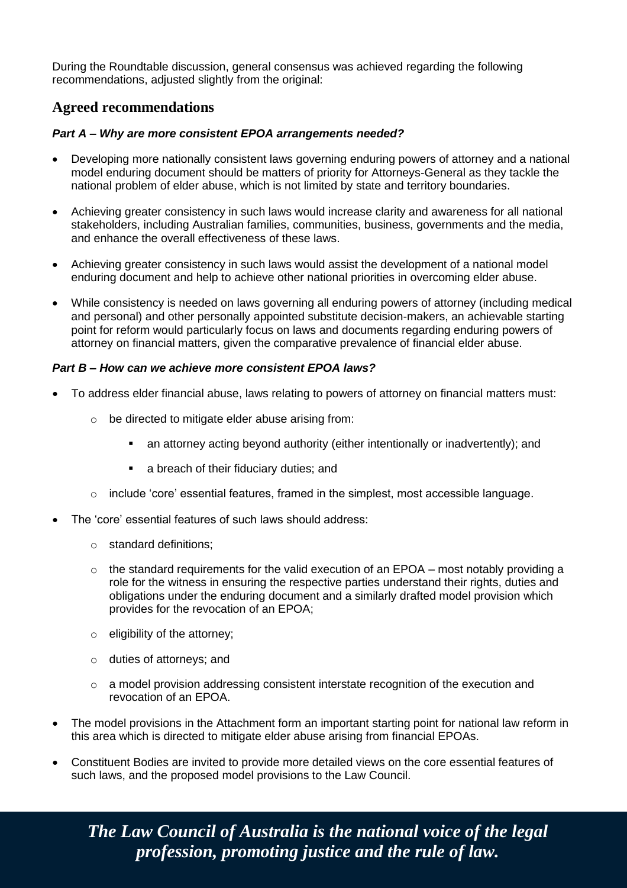During the Roundtable discussion, general consensus was achieved regarding the following recommendations, adjusted slightly from the original:

## Agreed recommendations

### *Part A – Why are more consistent EPOA arrangements needed?*

- Developing more nationally consistent laws governing enduring powers of attorney and a national model enduring document should be matters of priority for Attorneys-General as they tackle the national problem of elder abuse, which is not limited by state and territory boundaries.
- Achieving greater consistency in such laws would increase clarity and awareness for all national stakeholders, including Australian families, communities, business, governments and the media, and enhance the overall effectiveness of these laws.
- Achieving greater consistency in such laws would assist the development of a national model enduring document and help to achieve other national priorities in overcoming elder abuse.
- While consistency is needed on laws governing all enduring powers of attorney (including medical and personal) and other personally appointed substitute decision-makers, an achievable starting point for reform would particularly focus on laws and documents regarding enduring powers of attorney on financial matters, given the comparative prevalence of financial elder abuse.

### *Part B – How can we achieve more consistent EPOA laws?*

- To address elder financial abuse, laws relating to powers of attorney on financial matters must:
  - be directed to mitigate elder abuse arising from:
    - an attorney acting beyond authority (either intentionally or inadvertently); and
    - a breach of their fiduciary duties; and
  - include 'core' essential features, framed in the simplest, most accessible language.
- The 'core' essential features of such laws should address:
  - standard definitions;
  - the standard requirements for the valid execution of an EPOA – most notably providing a role for the witness in ensuring the respective parties understand their rights, duties and obligations under the enduring document and a similarly drafted model provision which provides for the revocation of an EPOA;
  - eligibility of the attorney;
  - duties of attorneys; and
  - a model provision addressing consistent interstate recognition of the execution and revocation of an EPOA.
- The model provisions in the Attachment form an important starting point for national law reform in this area which is directed to mitigate elder abuse arising from financial EPOAs.
- Constituent Bodies are invited to provide more detailed views on the core essential features of such laws, and the proposed model provisions to the Law Council.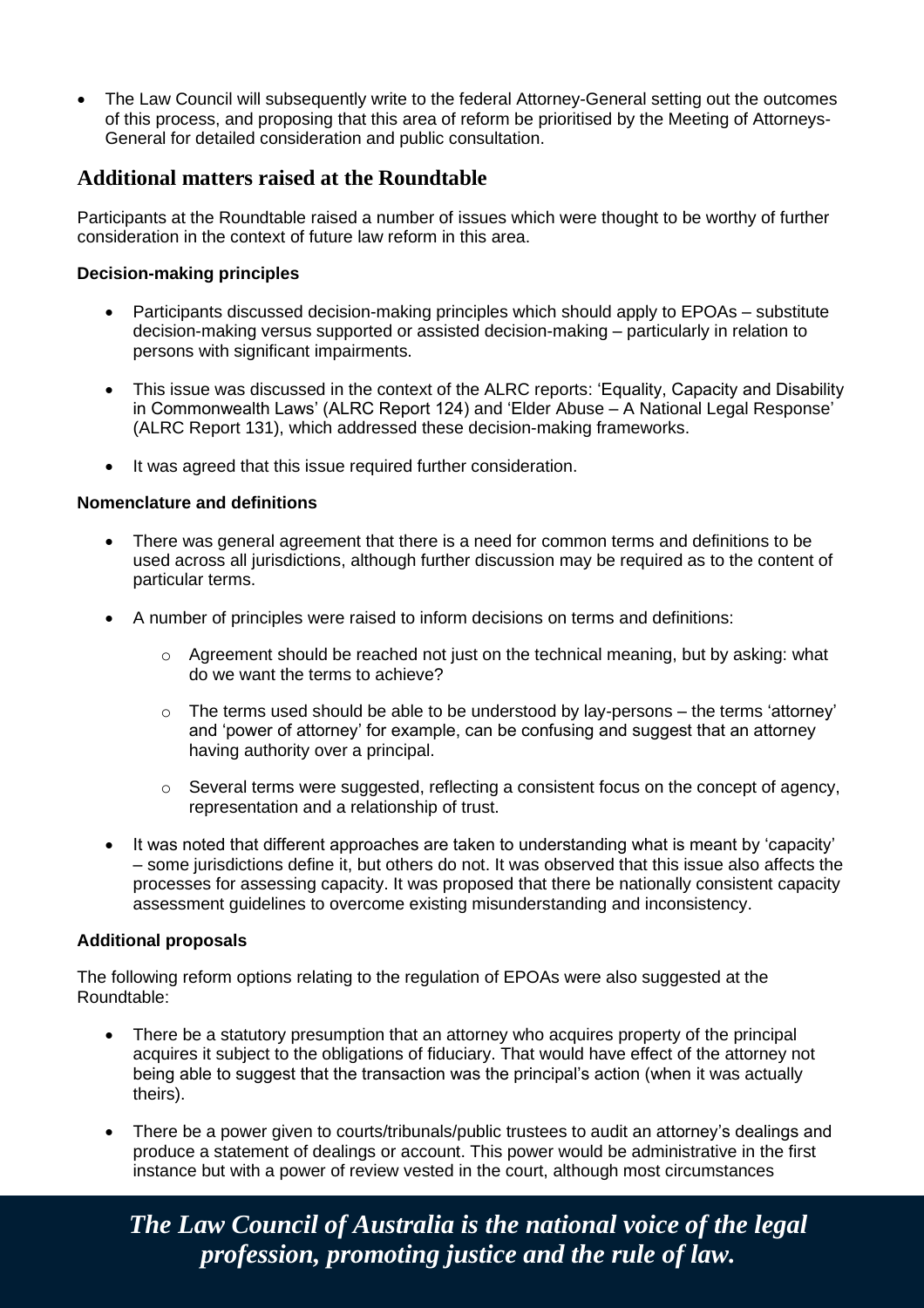- The Law Council will subsequently write to the federal Attorney-General setting out the outcomes of this process, and proposing that this area of reform be prioritised by the Meeting of Attorneys-General for detailed consideration and public consultation.

## Additional matters raised at the Roundtable

Participants at the Roundtable raised a number of issues which were thought to be worthy of further consideration in the context of future law reform in this area.

#### Decision-making principles

- Participants discussed decision-making principles which should apply to EPOAs – substitute decision-making versus supported or assisted decision-making – particularly in relation to persons with significant impairments.
- This issue was discussed in the context of the ALRC reports: 'Equality, Capacity and Disability in Commonwealth Laws' (ALRC Report 124) and 'Elder Abuse – A National Legal Response' (ALRC Report 131), which addressed these decision-making frameworks.
- It was agreed that this issue required further consideration.

#### Nomenclature and definitions

- There was general agreement that there is a need for common terms and definitions to be used across all jurisdictions, although further discussion may be required as to the content of particular terms.
- A number of principles were raised to inform decisions on terms and definitions:
    - Agreement should be reached not just on the technical meaning, but by asking: what do we want the terms to achieve?
    - The terms used should be able to be understood by lay-persons – the terms 'attorney' and 'power of attorney' for example, can be confusing and suggest that an attorney having authority over a principal.
    - Several terms were suggested, reflecting a consistent focus on the concept of agency, representation and a relationship of trust.
- It was noted that different approaches are taken to understanding what is meant by 'capacity' – some jurisdictions define it, but others do not. It was observed that this issue also affects the processes for assessing capacity. It was proposed that there be nationally consistent capacity assessment guidelines to overcome existing misunderstanding and inconsistency.

#### Additional proposals

The following reform options relating to the regulation of EPOAs were also suggested at the Roundtable:

- There be a statutory presumption that an attorney who acquires property of the principal acquires it subject to the obligations of fiduciary. That would have effect of the attorney not being able to suggest that the transaction was the principal's action (when it was actually theirs).
- There be a power given to courts/tribunals/public trustees to audit an attorney's dealings and produce a statement of dealings or account. This power would be administrative in the first instance but with a power of review vested in the court, although most circumstances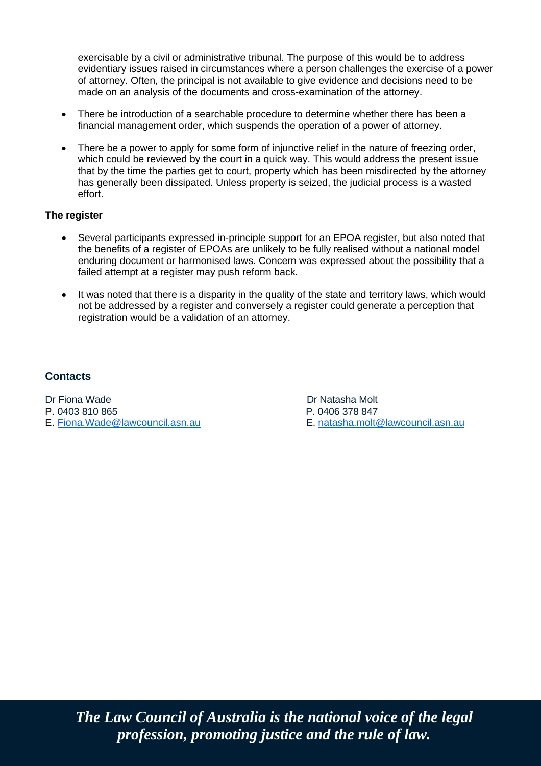exercisable by a civil or administrative tribunal. The purpose of this would be to address evidentiary issues raised in circumstances where a person challenges the exercise of a power of attorney. Often, the principal is not available to give evidence and decisions need to be made on an analysis of the documents and cross-examination of the attorney.

- There be introduction of a searchable procedure to determine whether there has been a financial management order, which suspends the operation of a power of attorney.
- There be a power to apply for some form of injunctive relief in the nature of freezing order, which could be reviewed by the court in a quick way. This would address the present issue that by the time the parties get to court, property which has been misdirected by the attorney has generally been dissipated. Unless property is seized, the judicial process is a wasted effort.

**The register**

- Several participants expressed in-principle support for an EPOA register, but also noted that the benefits of a register of EPOAs are unlikely to be fully realised without a national model enduring document or harmonised laws. Concern was expressed about the possibility that a failed attempt at a register may push reform back.
- It was noted that there is a disparity in the quality of the state and territory laws, which would not be addressed by a register and conversely a register could generate a perception that registration would be a validation of an attorney.

---

**Contacts**

Dr Fiona Wade
P. 0403 810 865
E. Fiona.Wade@lawcouncil.asn.au

Dr Natasha Molt
P. 0406 378 847
E. natasha.molt@lawcouncil.asn.au

*The Law Council of Australia is the national voice of the legal profession, promoting justice and the rule of law.*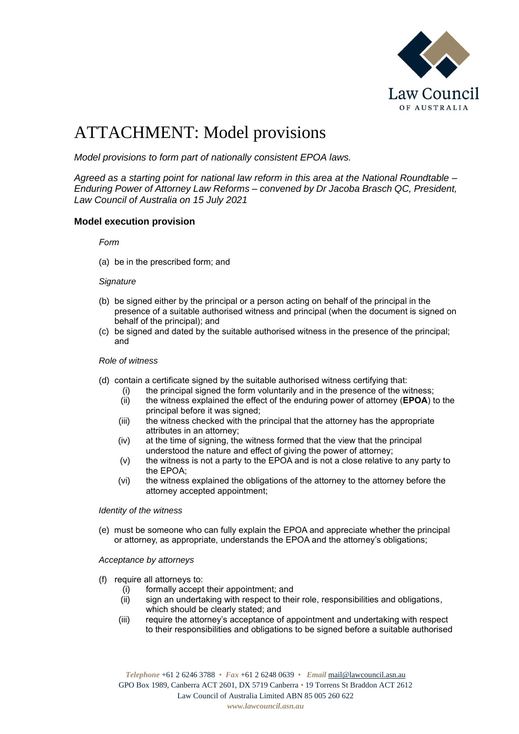# ATTACHMENT: Model provisions

*Model provisions to form part of nationally consistent EPOA laws.*

*Agreed as a starting point for national law reform in this area at the National Roundtable – Enduring Power of Attorney Law Reforms – convened by Dr Jacoba Brasch QC, President, Law Council of Australia on 15 July 2021*

### Model execution provision

*Form*

(a) be in the prescribed form; and

*Signature*

(b) be signed either by the principal or a person acting on behalf of the principal in the presence of a suitable authorised witness and principal (when the document is signed on behalf of the principal); and
(c) be signed and dated by the suitable authorised witness in the presence of the principal; and

*Role of witness*

(d) contain a certificate signed by the suitable authorised witness certifying that:
   (i) the principal signed the form voluntarily and in the presence of the witness;
   (ii) the witness explained the effect of the enduring power of attorney (**EPOA**) to the principal before it was signed;
   (iii) the witness checked with the principal that the attorney has the appropriate attributes in an attorney;
   (iv) at the time of signing, the witness formed that the view that the principal understood the nature and effect of giving the power of attorney;
   (v) the witness is not a party to the EPOA and is not a close relative to any party to the EPOA;
   (vi) the witness explained the obligations of the attorney to the attorney before the attorney accepted appointment;

*Identity of the witness*

(e) must be someone who can fully explain the EPOA and appreciate whether the principal or attorney, as appropriate, understands the EPOA and the attorney's obligations;

*Acceptance by attorneys*

(f) require all attorneys to:
   (i) formally accept their appointment; and
   (ii) sign an undertaking with respect to their role, responsibilities and obligations, which should be clearly stated; and
   (iii) require the attorney's acceptance of appointment and undertaking with respect to their responsibilities and obligations to be signed before a suitable authorised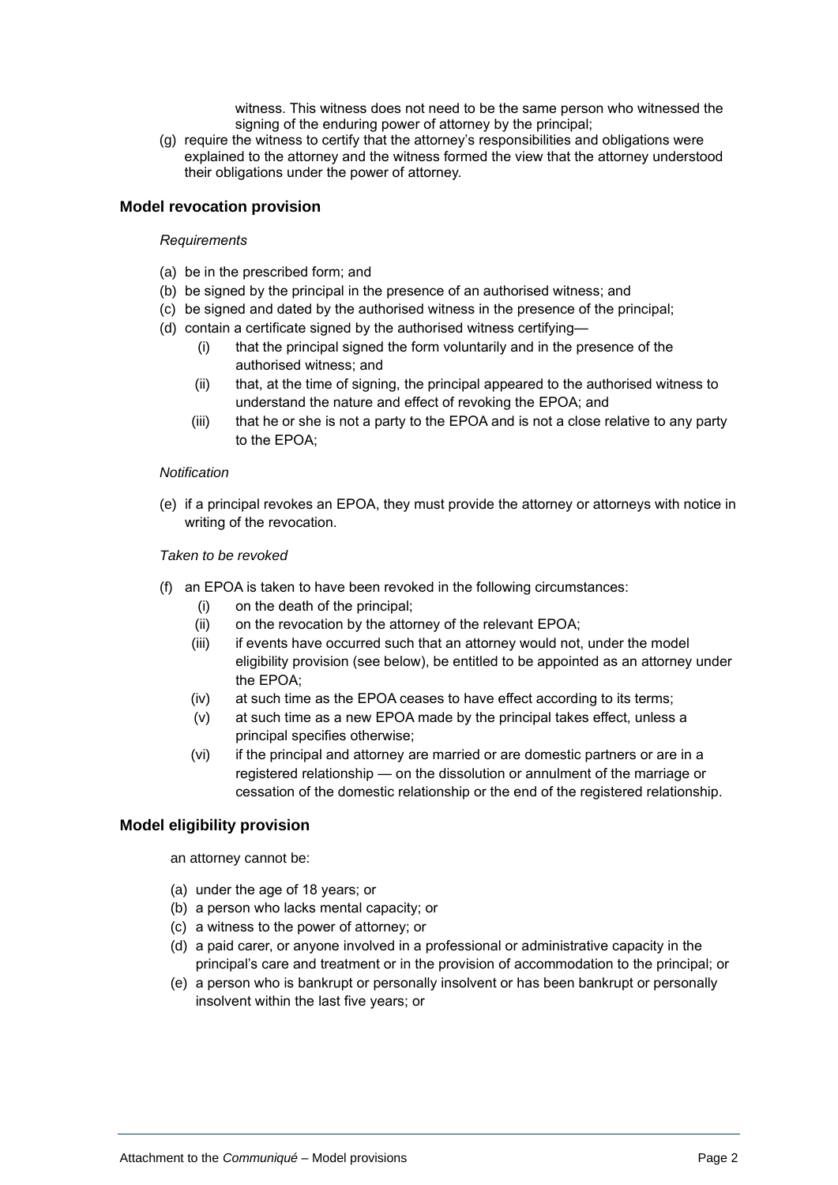witness. This witness does not need to be the same person who witnessed the signing of the enduring power of attorney by the principal;

(g) require the witness to certify that the attorney's responsibilities and obligations were explained to the attorney and the witness formed the view that the attorney understood their obligations under the power of attorney.

### Model revocation provision

*Requirements*

(a) be in the prescribed form; and
(b) be signed by the principal in the presence of an authorised witness; and
(c) be signed and dated by the authorised witness in the presence of the principal;
(d) contain a certificate signed by the authorised witness certifying—
   (i) that the principal signed the form voluntarily and in the presence of the authorised witness; and
   (ii) that, at the time of signing, the principal appeared to the authorised witness to understand the nature and effect of revoking the EPOA; and
   (iii) that he or she is not a party to the EPOA and is not a close relative to any party to the EPOA;

*Notification*

(e) if a principal revokes an EPOA, they must provide the attorney or attorneys with notice in writing of the revocation.

*Taken to be revoked*

(f) an EPOA is taken to have been revoked in the following circumstances:
   (i) on the death of the principal;
   (ii) on the revocation by the attorney of the relevant EPOA;
   (iii) if events have occurred such that an attorney would not, under the model eligibility provision (see below), be entitled to be appointed as an attorney under the EPOA;
   (iv) at such time as the EPOA ceases to have effect according to its terms;
   (v) at such time as a new EPOA made by the principal takes effect, unless a principal specifies otherwise;
   (vi) if the principal and attorney are married or are domestic partners or are in a registered relationship — on the dissolution or annulment of the marriage or cessation of the domestic relationship or the end of the registered relationship.

### Model eligibility provision

an attorney cannot be:

(a) under the age of 18 years; or
(b) a person who lacks mental capacity; or
(c) a witness to the power of attorney; or
(d) a paid carer, or anyone involved in a professional or administrative capacity in the principal's care and treatment or in the provision of accommodation to the principal; or
(e) a person who is bankrupt or personally insolvent or has been bankrupt or personally insolvent within the last five years; or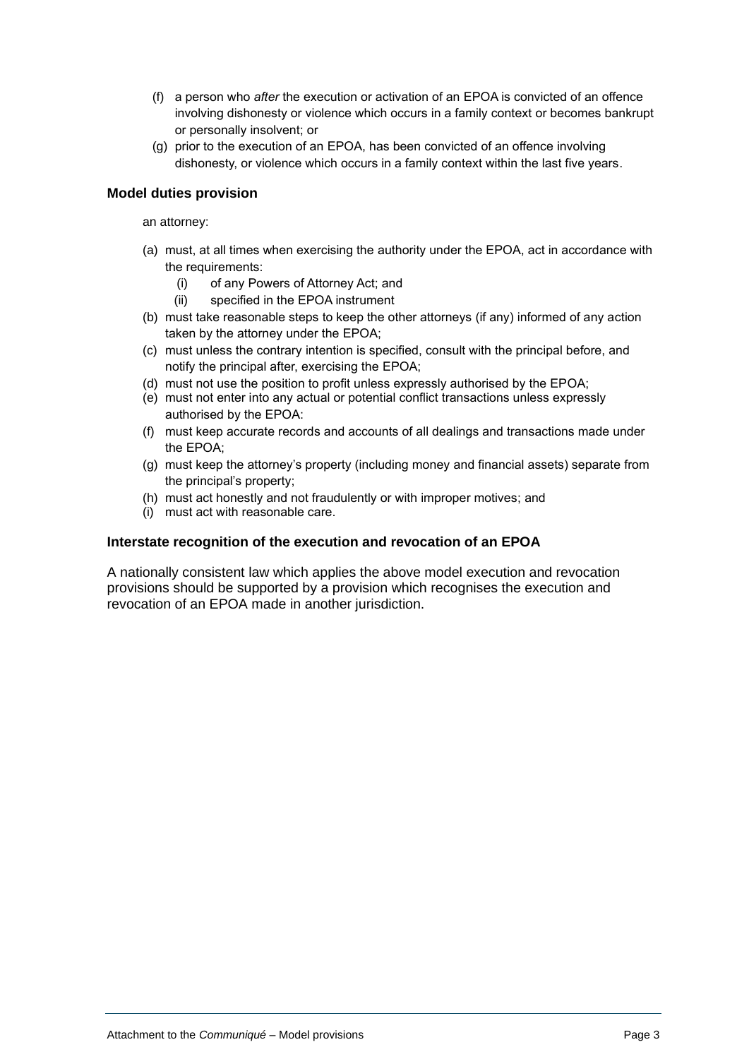(f) a person who *after* the execution or activation of an EPOA is convicted of an offence involving dishonesty or violence which occurs in a family context or becomes bankrupt or personally insolvent; or

(g) prior to the execution of an EPOA, has been convicted of an offence involving dishonesty, or violence which occurs in a family context within the last five years.

### Model duties provision

an attorney:

(a) must, at all times when exercising the authority under the EPOA, act in accordance with the requirements:
   - (i) of any Powers of Attorney Act; and
   - (ii) specified in the EPOA instrument

(b) must take reasonable steps to keep the other attorneys (if any) informed of any action taken by the attorney under the EPOA;

(c) must unless the contrary intention is specified, consult with the principal before, and notify the principal after, exercising the EPOA;

(d) must not use the position to profit unless expressly authorised by the EPOA;

(e) must not enter into any actual or potential conflict transactions unless expressly authorised by the EPOA:

(f) must keep accurate records and accounts of all dealings and transactions made under the EPOA;

(g) must keep the attorney's property (including money and financial assets) separate from the principal's property;

(h) must act honestly and not fraudulently or with improper motives; and

(i) must act with reasonable care.

### Interstate recognition of the execution and revocation of an EPOA

A nationally consistent law which applies the above model execution and revocation provisions should be supported by a provision which recognises the execution and revocation of an EPOA made in another jurisdiction.